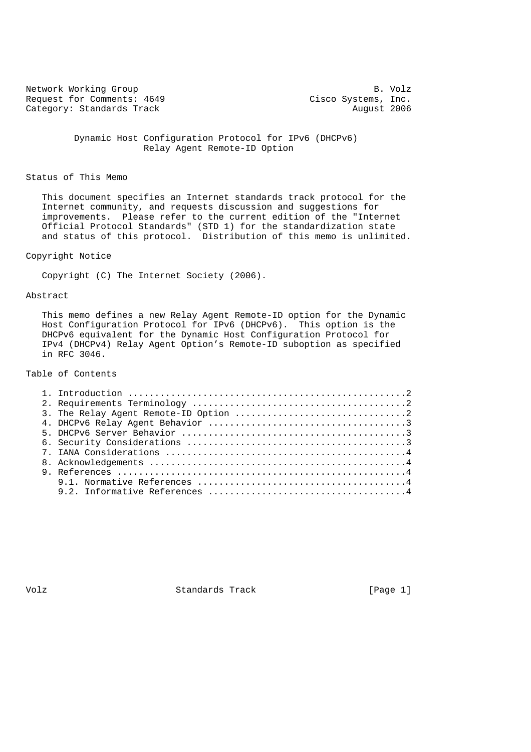Network Working Group B. Volz
Request for Comments: 4649 Cisco Systems, Inc.
Category: Standards Track August 2006

# Dynamic Host Configuration Protocol for IPv6 (DHCPv6) Relay Agent Remote-ID Option

## Status of This Memo

This document specifies an Internet standards track protocol for the Internet community, and requests discussion and suggestions for improvements. Please refer to the current edition of the "Internet Official Protocol Standards" (STD 1) for the standardization state and status of this protocol. Distribution of this memo is unlimited.

## Copyright Notice

Copyright (C) The Internet Society (2006).

## Abstract

This memo defines a new Relay Agent Remote-ID option for the Dynamic Host Configuration Protocol for IPv6 (DHCPv6). This option is the DHCPv6 equivalent for the Dynamic Host Configuration Protocol for IPv4 (DHCPv4) Relay Agent Option's Remote-ID suboption as specified in RFC 3046.

## Table of Contents

1. Introduction ....................................................2
2. Requirements Terminology ........................................2
3. The Relay Agent Remote-ID Option ................................2
4. DHCPv6 Relay Agent Behavior .....................................3
5. DHCPv6 Server Behavior ..........................................3
6. Security Considerations .........................................3
7. IANA Considerations .............................................4
8. Acknowledgements ................................................4
9. References ......................................................4
   9.1. Normative References .......................................4
   9.2. Informative References .....................................4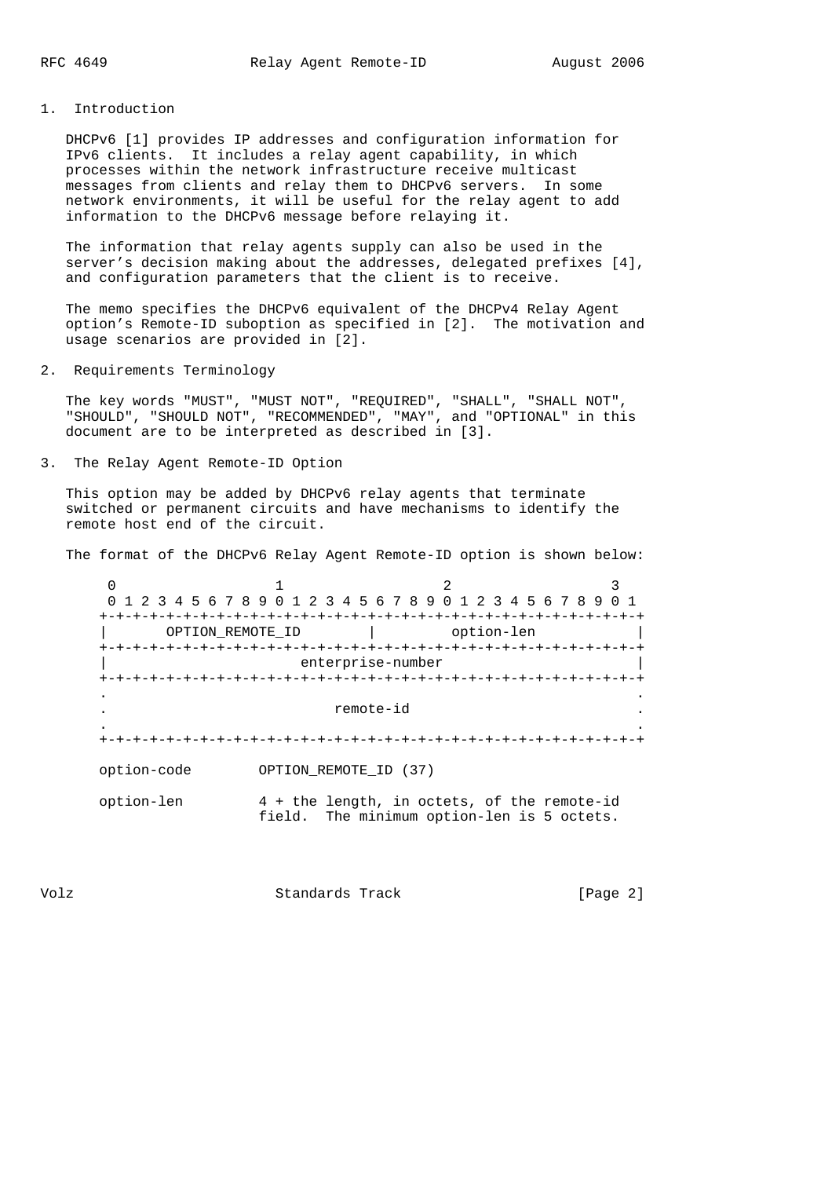## 1. Introduction

DHCPv6 [1] provides IP addresses and configuration information for IPv6 clients. It includes a relay agent capability, in which processes within the network infrastructure receive multicast messages from clients and relay them to DHCPv6 servers. In some network environments, it will be useful for the relay agent to add information to the DHCPv6 message before relaying it.

The information that relay agents supply can also be used in the server's decision making about the addresses, delegated prefixes [4], and configuration parameters that the client is to receive.

The memo specifies the DHCPv6 equivalent of the DHCPv4 Relay Agent option's Remote-ID suboption as specified in [2]. The motivation and usage scenarios are provided in [2].

## 2. Requirements Terminology

The key words "MUST", "MUST NOT", "REQUIRED", "SHALL", "SHALL NOT", "SHOULD", "SHOULD NOT", "RECOMMENDED", "MAY", and "OPTIONAL" in this document are to be interpreted as described in [3].

## 3. The Relay Agent Remote-ID Option

This option may be added by DHCPv6 relay agents that terminate switched or permanent circuits and have mechanisms to identify the remote host end of the circuit.

The format of the DHCPv6 Relay Agent Remote-ID option is shown below:

```
 0                   1                   2                   3
 0 1 2 3 4 5 6 7 8 9 0 1 2 3 4 5 6 7 8 9 0 1 2 3 4 5 6 7 8 9 0 1
+-+-+-+-+-+-+-+-+-+-+-+-+-+-+-+-+-+-+-+-+-+-+-+-+-+-+-+-+-+-+-+-+
|       OPTION_REMOTE_ID        |         option-len            |
+-+-+-+-+-+-+-+-+-+-+-+-+-+-+-+-+-+-+-+-+-+-+-+-+-+-+-+-+-+-+-+-+
|                       enterprise-number                       |
+-+-+-+-+-+-+-+-+-+-+-+-+-+-+-+-+-+-+-+-+-+-+-+-+-+-+-+-+-+-+-+-+
.                                                               .
.                           remote-id                           .
.                                                               .
+-+-+-+-+-+-+-+-+-+-+-+-+-+-+-+-+-+-+-+-+-+-+-+-+-+-+-+-+-+-+-+-+

option-code        OPTION_REMOTE_ID (37)

option-len         4 + the length, in octets, of the remote-id
                   field.  The minimum option-len is 5 octets.
```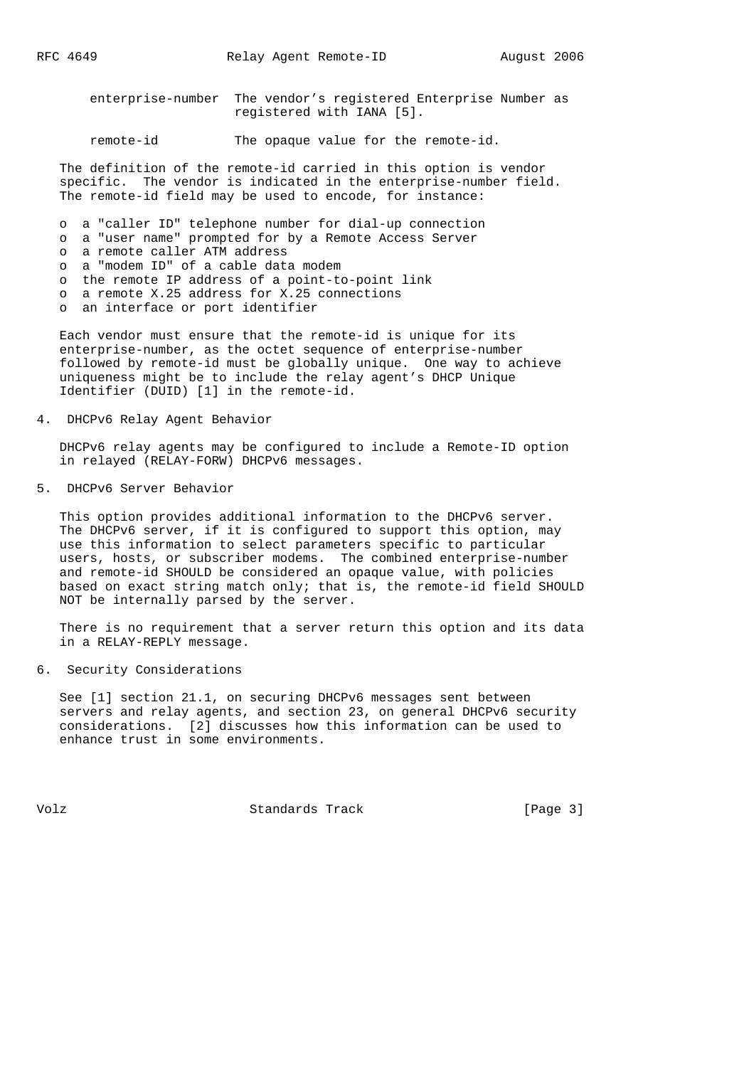enterprise-number The vendor's registered Enterprise Number as registered with IANA [5].

remote-id The opaque value for the remote-id.

The definition of the remote-id carried in this option is vendor specific. The vendor is indicated in the enterprise-number field. The remote-id field may be used to encode, for instance:

- a "caller ID" telephone number for dial-up connection
- a "user name" prompted for by a Remote Access Server
- a remote caller ATM address
- a "modem ID" of a cable data modem
- the remote IP address of a point-to-point link
- a remote X.25 address for X.25 connections
- an interface or port identifier

Each vendor must ensure that the remote-id is unique for its enterprise-number, as the octet sequence of enterprise-number followed by remote-id must be globally unique. One way to achieve uniqueness might be to include the relay agent's DHCP Unique Identifier (DUID) [1] in the remote-id.

## 4. DHCPv6 Relay Agent Behavior

DHCPv6 relay agents may be configured to include a Remote-ID option in relayed (RELAY-FORW) DHCPv6 messages.

## 5. DHCPv6 Server Behavior

This option provides additional information to the DHCPv6 server. The DHCPv6 server, if it is configured to support this option, may use this information to select parameters specific to particular users, hosts, or subscriber modems. The combined enterprise-number and remote-id SHOULD be considered an opaque value, with policies based on exact string match only; that is, the remote-id field SHOULD NOT be internally parsed by the server.

There is no requirement that a server return this option and its data in a RELAY-REPLY message.

## 6. Security Considerations

See [1] section 21.1, on securing DHCPv6 messages sent between servers and relay agents, and section 23, on general DHCPv6 security considerations. [2] discusses how this information can be used to enhance trust in some environments.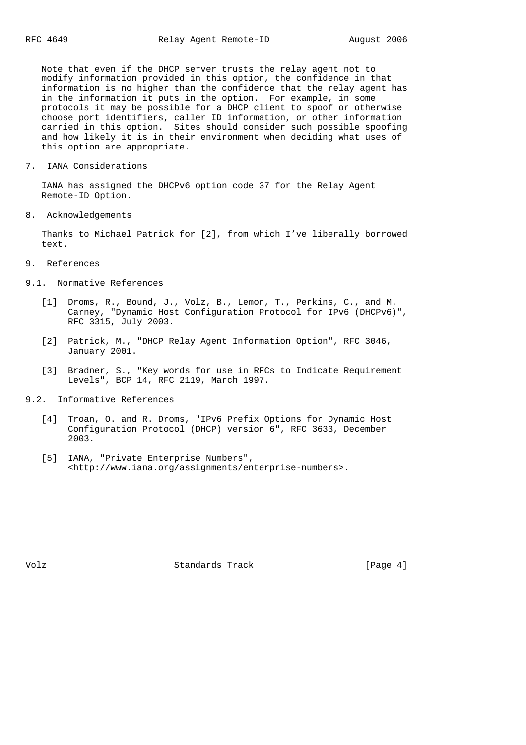Note that even if the DHCP server trusts the relay agent not to modify information provided in this option, the confidence in that information is no higher than the confidence that the relay agent has in the information it puts in the option. For example, in some protocols it may be possible for a DHCP client to spoof or otherwise choose port identifiers, caller ID information, or other information carried in this option. Sites should consider such possible spoofing and how likely it is in their environment when deciding what uses of this option are appropriate.

## 7. IANA Considerations

IANA has assigned the DHCPv6 option code 37 for the Relay Agent Remote-ID Option.

## 8. Acknowledgements

Thanks to Michael Patrick for [2], from which I've liberally borrowed text.

## 9. References

### 9.1. Normative References

[1] Droms, R., Bound, J., Volz, B., Lemon, T., Perkins, C., and M. Carney, "Dynamic Host Configuration Protocol for IPv6 (DHCPv6)", RFC 3315, July 2003.

[2] Patrick, M., "DHCP Relay Agent Information Option", RFC 3046, January 2001.

[3] Bradner, S., "Key words for use in RFCs to Indicate Requirement Levels", BCP 14, RFC 2119, March 1997.

### 9.2. Informative References

[4] Troan, O. and R. Droms, "IPv6 Prefix Options for Dynamic Host Configuration Protocol (DHCP) version 6", RFC 3633, December 2003.

[5] IANA, "Private Enterprise Numbers", <http://www.iana.org/assignments/enterprise-numbers>.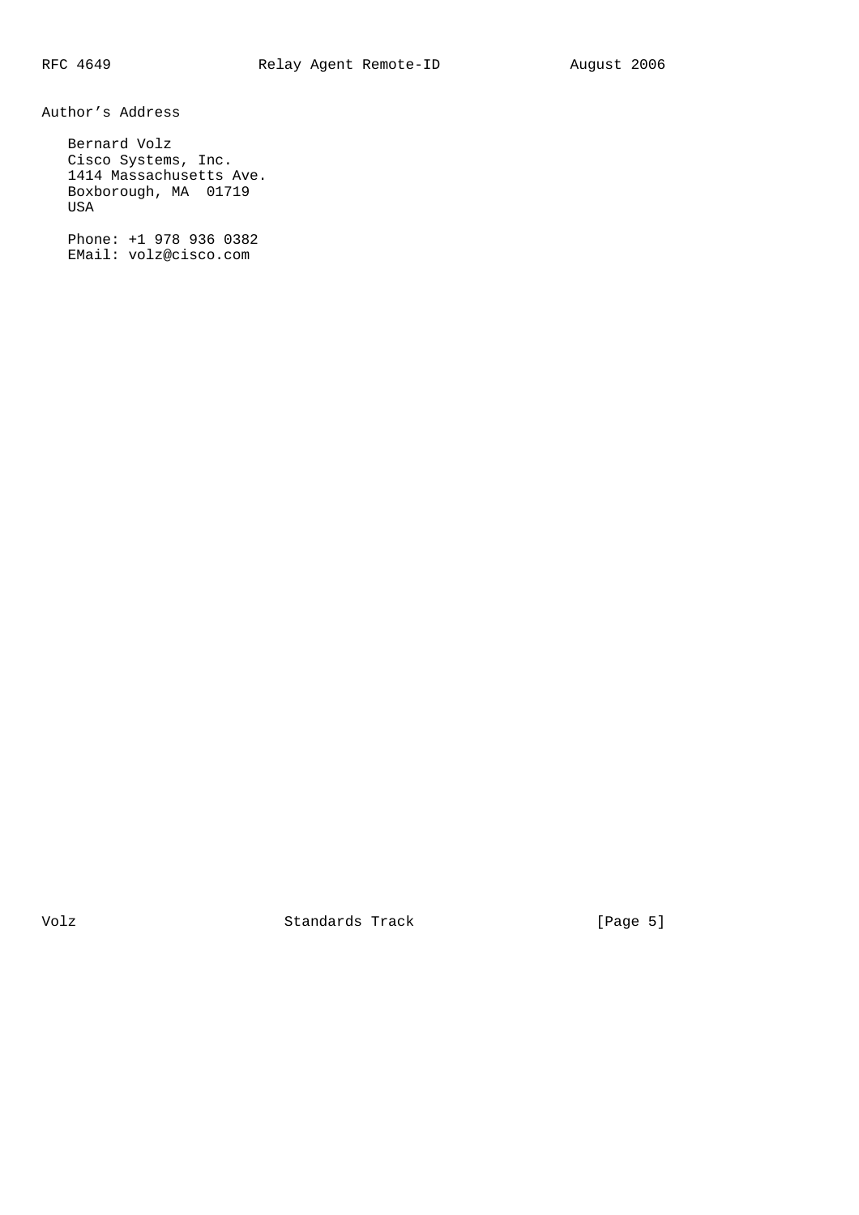# Author's Address

Bernard Volz
Cisco Systems, Inc.
1414 Massachusetts Ave.
Boxborough, MA  01719
USA

Phone: +1 978 936 0382
EMail: volz@cisco.com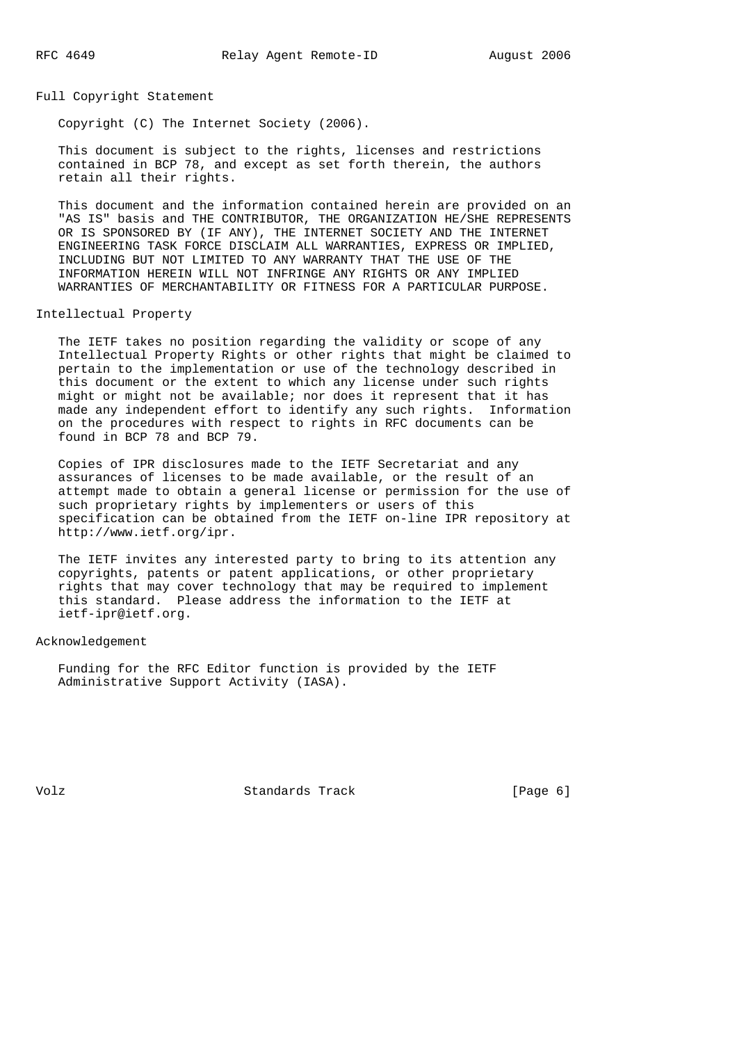## Full Copyright Statement

Copyright (C) The Internet Society (2006).

This document is subject to the rights, licenses and restrictions contained in BCP 78, and except as set forth therein, the authors retain all their rights.

This document and the information contained herein are provided on an "AS IS" basis and THE CONTRIBUTOR, THE ORGANIZATION HE/SHE REPRESENTS OR IS SPONSORED BY (IF ANY), THE INTERNET SOCIETY AND THE INTERNET ENGINEERING TASK FORCE DISCLAIM ALL WARRANTIES, EXPRESS OR IMPLIED, INCLUDING BUT NOT LIMITED TO ANY WARRANTY THAT THE USE OF THE INFORMATION HEREIN WILL NOT INFRINGE ANY RIGHTS OR ANY IMPLIED WARRANTIES OF MERCHANTABILITY OR FITNESS FOR A PARTICULAR PURPOSE.

## Intellectual Property

The IETF takes no position regarding the validity or scope of any Intellectual Property Rights or other rights that might be claimed to pertain to the implementation or use of the technology described in this document or the extent to which any license under such rights might or might not be available; nor does it represent that it has made any independent effort to identify any such rights. Information on the procedures with respect to rights in RFC documents can be found in BCP 78 and BCP 79.

Copies of IPR disclosures made to the IETF Secretariat and any assurances of licenses to be made available, or the result of an attempt made to obtain a general license or permission for the use of such proprietary rights by implementers or users of this specification can be obtained from the IETF on-line IPR repository at http://www.ietf.org/ipr.

The IETF invites any interested party to bring to its attention any copyrights, patents or patent applications, or other proprietary rights that may cover technology that may be required to implement this standard. Please address the information to the IETF at ietf-ipr@ietf.org.

## Acknowledgement

Funding for the RFC Editor function is provided by the IETF Administrative Support Activity (IASA).